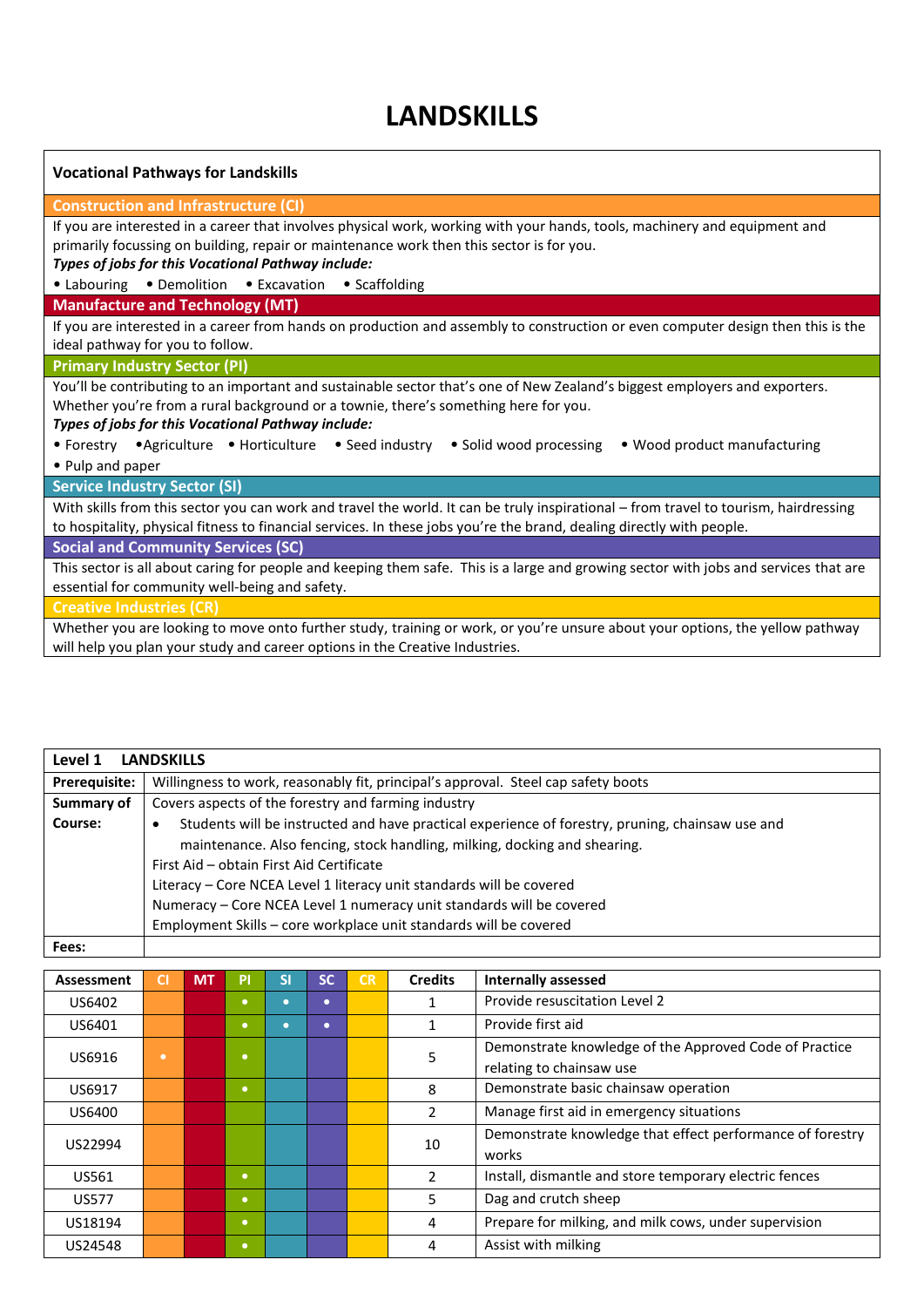# LANDSKILLS

**Vocational Pathways for Landskills**

**Construction and Infrastructure (CI)**

If you are interested in a career that involves physical work, working with your hands, tools, machinery and equipment and primarily focussing on building, repair or maintenance work then this sector is for you.

***Types of jobs for this Vocational Pathway include:***

• Labouring • Demolition • Excavation • Scaffolding

**Manufacture and Technology (MT)**

If you are interested in a career from hands on production and assembly to construction or even computer design then this is the ideal pathway for you to follow.

**Primary Industry Sector (PI)**

You'll be contributing to an important and sustainable sector that's one of New Zealand's biggest employers and exporters. Whether you're from a rural background or a townie, there's something here for you.

***Types of jobs for this Vocational Pathway include:***

• Forestry •Agriculture • Horticulture • Seed industry • Solid wood processing • Wood product manufacturing • Pulp and paper

**Service Industry Sector (SI)**

With skills from this sector you can work and travel the world. It can be truly inspirational – from travel to tourism, hairdressing to hospitality, physical fitness to financial services. In these jobs you're the brand, dealing directly with people.

**Social and Community Services (SC)**

This sector is all about caring for people and keeping them safe. This is a large and growing sector with jobs and services that are essential for community well-being and safety.

**Creative Industries (CR)**

Whether you are looking to move onto further study, training or work, or you're unsure about your options, the yellow pathway will help you plan your study and career options in the Creative Industries.

| **Level 1 LANDSKILLS** | |
|---|---|
| **Prerequisite:** | Willingness to work, reasonably fit, principal's approval. Steel cap safety boots |
| **Summary of Course:** | Covers aspects of the forestry and farming industry<br>• Students will be instructed and have practical experience of forestry, pruning, chainsaw use and maintenance. Also fencing, stock handling, milking, docking and shearing.<br>First Aid – obtain First Aid Certificate<br>Literacy – Core NCEA Level 1 literacy unit standards will be covered<br>Numeracy – Core NCEA Level 1 numeracy unit standards will be covered<br>Employment Skills – core workplace unit standards will be covered |
| **Fees:** | |

| Assessment | CI | MT | PI | SI | SC | CR | Credits | Internally assessed |
|---|---|---|---|---|---|---|---|---|
| US6402 | | | • | • | • | | 1 | Provide resuscitation Level 2 |
| US6401 | | | • | • | • | | 1 | Provide first aid |
| US6916 | • | | • | | | | 5 | Demonstrate knowledge of the Approved Code of Practice relating to chainsaw use |
| US6917 | | | • | | | | 8 | Demonstrate basic chainsaw operation |
| US6400 | | | | | | | 2 | Manage first aid in emergency situations |
| US22994 | | | | | | | 10 | Demonstrate knowledge that effect performance of forestry works |
| US561 | | | • | | | | 2 | Install, dismantle and store temporary electric fences |
| US577 | | | • | | | | 5 | Dag and crutch sheep |
| US18194 | | | • | | | | 4 | Prepare for milking, and milk cows, under supervision |
| US24548 | | | • | | | | 4 | Assist with milking |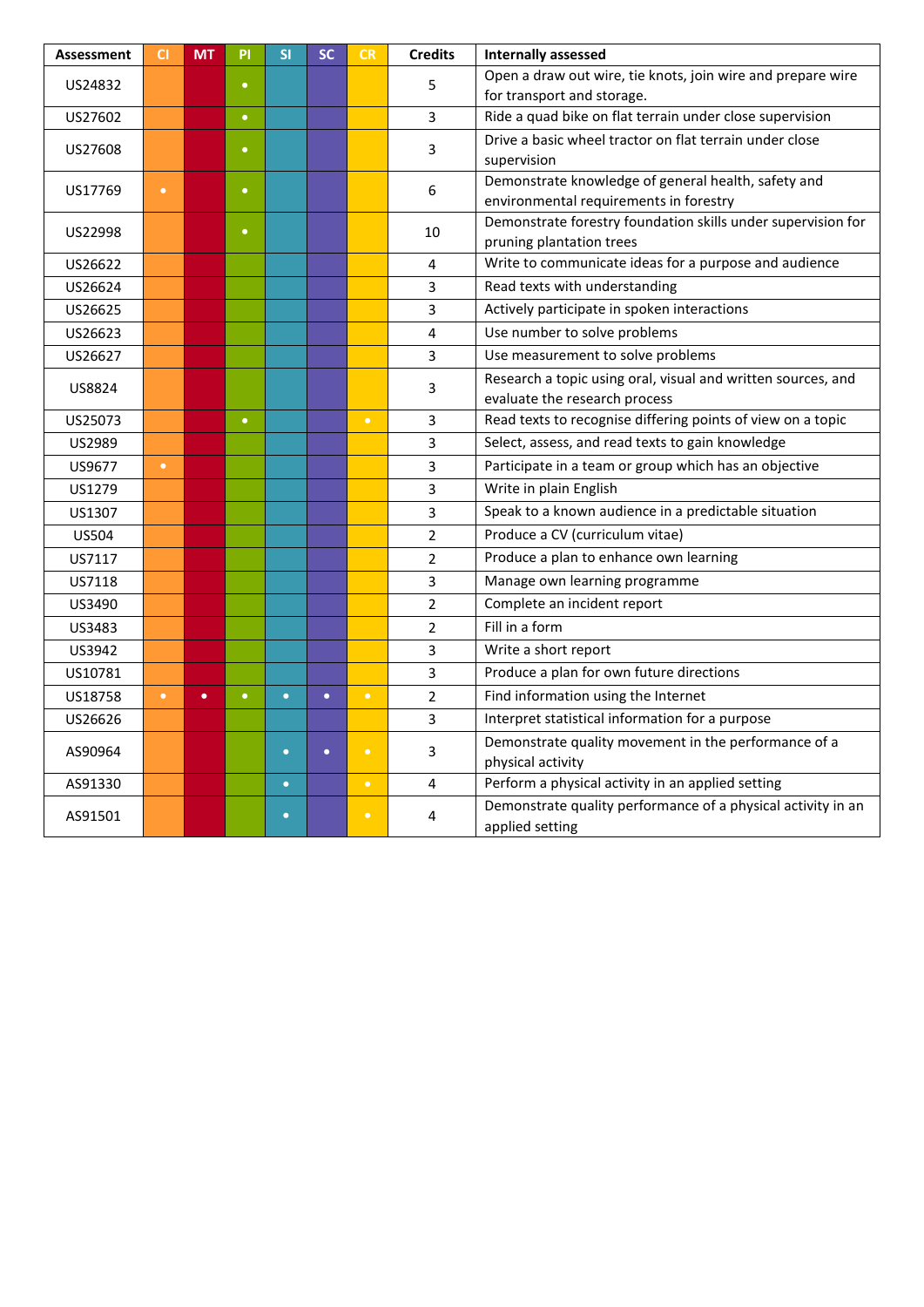| Assessment | CI | MT | PI | SI | SC | CR | Credits | Internally assessed |
|---|---|---|---|---|---|---|---|---|
| US24832 | | | • | | | | 5 | Open a draw out wire, tie knots, join wire and prepare wire for transport and storage. |
| US27602 | | | • | | | | 3 | Ride a quad bike on flat terrain under close supervision |
| US27608 | | | • | | | | 3 | Drive a basic wheel tractor on flat terrain under close supervision |
| US17769 | • | | • | | | | 6 | Demonstrate knowledge of general health, safety and environmental requirements in forestry |
| US22998 | | | • | | | | 10 | Demonstrate forestry foundation skills under supervision for pruning plantation trees |
| US26622 | | | | | | | 4 | Write to communicate ideas for a purpose and audience |
| US26624 | | | | | | | 3 | Read texts with understanding |
| US26625 | | | | | | | 3 | Actively participate in spoken interactions |
| US26623 | | | | | | | 4 | Use number to solve problems |
| US26627 | | | | | | | 3 | Use measurement to solve problems |
| US8824 | | | | | | | 3 | Research a topic using oral, visual and written sources, and evaluate the research process |
| US25073 | | | • | | | • | 3 | Read texts to recognise differing points of view on a topic |
| US2989 | | | | | | | 3 | Select, assess, and read texts to gain knowledge |
| US9677 | • | | | | | | 3 | Participate in a team or group which has an objective |
| US1279 | | | | | | | 3 | Write in plain English |
| US1307 | | | | | | | 3 | Speak to a known audience in a predictable situation |
| US504 | | | | | | | 2 | Produce a CV (curriculum vitae) |
| US7117 | | | | | | | 2 | Produce a plan to enhance own learning |
| US7118 | | | | | | | 3 | Manage own learning programme |
| US3490 | | | | | | | 2 | Complete an incident report |
| US3483 | | | | | | | 2 | Fill in a form |
| US3942 | | | | | | | 3 | Write a short report |
| US10781 | | | | | | | 3 | Produce a plan for own future directions |
| US18758 | • | • | • | • | • | • | 2 | Find information using the Internet |
| US26626 | | | | | | | 3 | Interpret statistical information for a purpose |
| AS90964 | | | | • | • | • | 3 | Demonstrate quality movement in the performance of a physical activity |
| AS91330 | | | | • | | • | 4 | Perform a physical activity in an applied setting |
| AS91501 | | | | • | | • | 4 | Demonstrate quality performance of a physical activity in an applied setting |